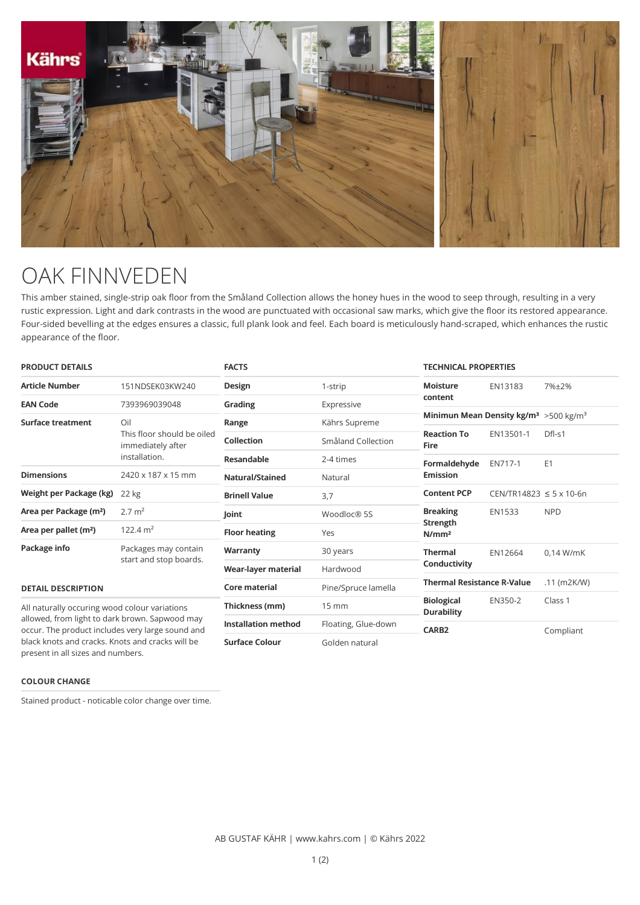# OAK FINNVEDEN

This amber stained, single-strip oak floor from the Småland Collection allows the honey hues in the wood to seep through, resulting in a very rustic expression. Light and dark contrasts in the wood are punctuated with occasional saw marks, which give the floor its restored appearance. Four-sided bevelling at the edges ensures a classic, full plank look and feel. Each board is meticulously hand-scraped, which enhances the rustic appearance of the floor.

## PRODUCT DETAILS

| | |
|---|---|
| **Article Number** | 151NDSEK03KW240 |
| **EAN Code** | 7393969039048 |
| **Surface treatment** | Oil<br>This floor should be oiled immediately after installation. |
| **Dimensions** | 2420 x 187 x 15 mm |
| **Weight per Package (kg)** | 22 kg |
| **Area per Package (m²)** | 2.7 m² |
| **Area per pallet (m²)** | 122.4 m² |
| **Package info** | Packages may contain start and stop boards. |

## DETAIL DESCRIPTION

All naturally occuring wood colour variations allowed, from light to dark brown. Sapwood may occur. The product includes very large sound and black knots and cracks. Knots and cracks will be present in all sizes and numbers.

## COLOUR CHANGE

Stained product - noticable color change over time.

## FACTS

| | |
|---|---|
| **Design** | 1-strip |
| **Grading** | Expressive |
| **Range** | Kährs Supreme |
| **Collection** | Småland Collection |
| **Resandable** | 2-4 times |
| **Natural/Stained** | Natural |
| **Brinell Value** | 3,7 |
| **Joint** | Woodloc® 5S |
| **Floor heating** | Yes |
| **Warranty** | 30 years |
| **Wear-layer material** | Hardwood |
| **Core material** | Pine/Spruce lamella |
| **Thickness (mm)** | 15 mm |
| **Installation method** | Floating, Glue-down |
| **Surface Colour** | Golden natural |

## TECHNICAL PROPERTIES

| | | |
|---|---|---|
| **Moisture content** | EN13183 | 7%±2% |
| **Minimun Mean Density kg/m³** | | >500 kg/m³ |
| **Reaction To Fire** | EN13501-1 | Dfl-s1 |
| **Formaldehyde Emission** | EN717-1 | E1 |
| **Content PCP** | CEN/TR14823 | ≤ 5 x 10-6n |
| **Breaking Strength N/mm²** | EN1533 | NPD |
| **Thermal Conductivity** | EN12664 | 0,14 W/mK |
| **Thermal Resistance R-Value** | | .11 (m2K/W) |
| **Biological Durability** | EN350-2 | Class 1 |
| **CARB2** | | Compliant |

AB GUSTAF KÄHR | www.kahrs.com | © Kährs 2022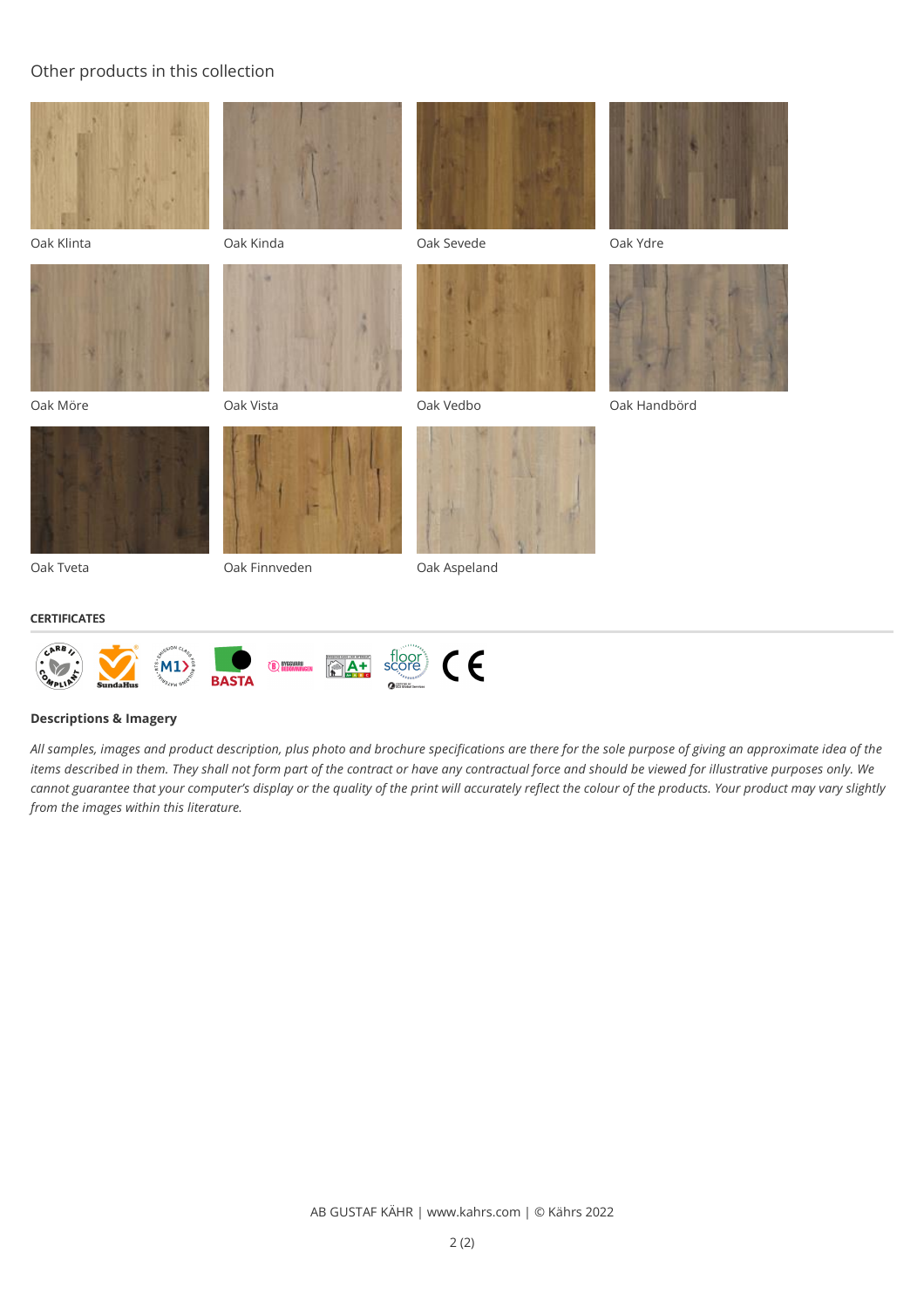## Other products in this collection

Oak Klinta

Oak Kinda

Oak Sevede

Oak Ydre

Oak Möre

Oak Vista

Oak Vedbo

Oak Handbörd

Oak Tveta

Oak Finnveden

Oak Aspeland

### CERTIFICATES

### Descriptions & Imagery

*All samples, images and product description, plus photo and brochure specifications are there for the sole purpose of giving an approximate idea of the items described in them. They shall not form part of the contract or have any contractual force and should be viewed for illustrative purposes only. We cannot guarantee that your computer's display or the quality of the print will accurately reflect the colour of the products. Your product may vary slightly from the images within this literature.*

AB GUSTAF KÄHR | www.kahrs.com | © Kährs 2022